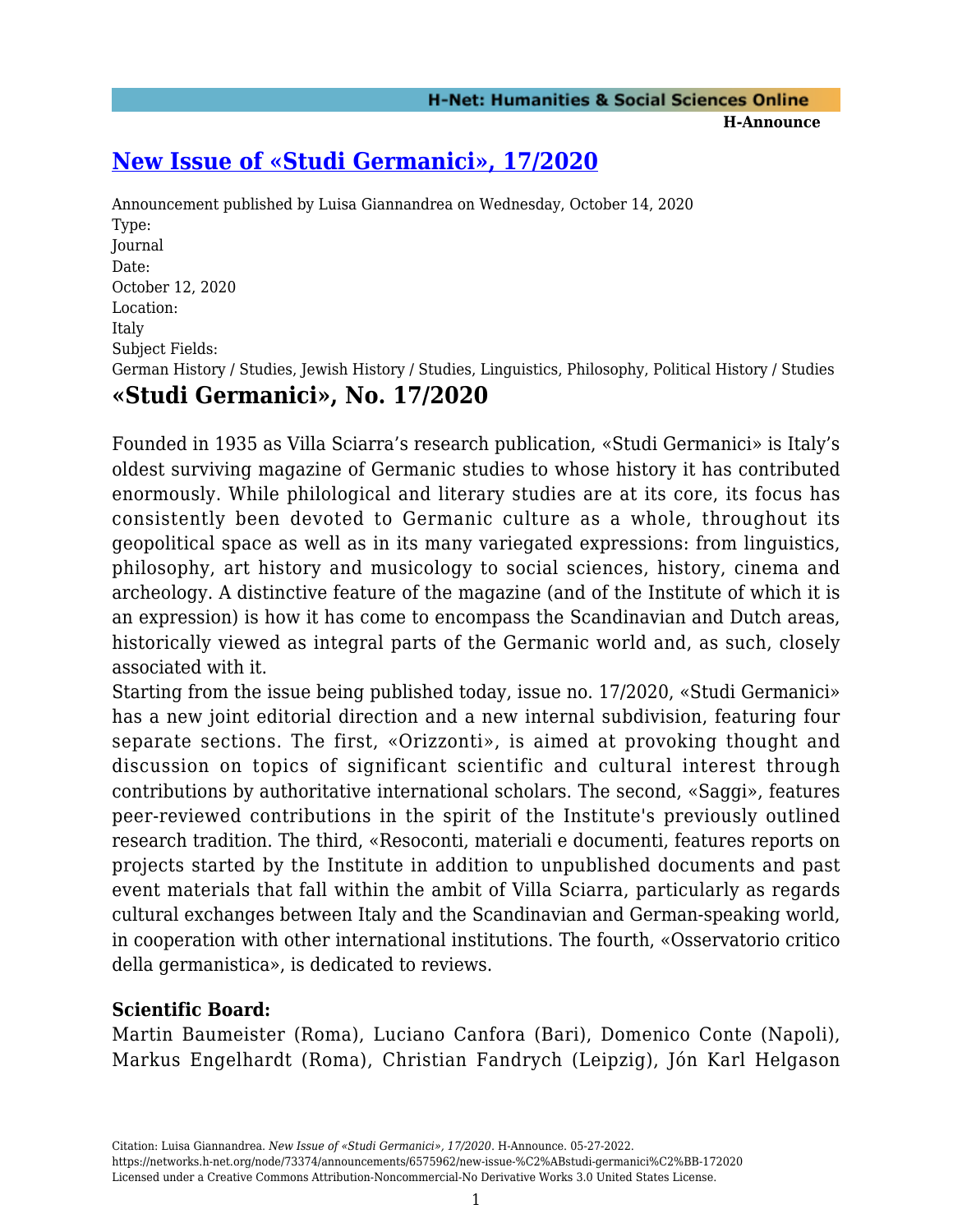# [New Issue of «Studi Germanici», 17/2020]

Announcement published by Luisa Giannandrea on Wednesday, October 14, 2020

Type:
Journal

Date:
October 12, 2020

Location:
Italy

Subject Fields:
German History / Studies, Jewish History / Studies, Linguistics, Philosophy, Political History / Studies

## «Studi Germanici», No. 17/2020

Founded in 1935 as Villa Sciarra's research publication, «Studi Germanici» is Italy's oldest surviving magazine of Germanic studies to whose history it has contributed enormously. While philological and literary studies are at its core, its focus has consistently been devoted to Germanic culture as a whole, throughout its geopolitical space as well as in its many variegated expressions: from linguistics, philosophy, art history and musicology to social sciences, history, cinema and archeology. A distinctive feature of the magazine (and of the Institute of which it is an expression) is how it has come to encompass the Scandinavian and Dutch areas, historically viewed as integral parts of the Germanic world and, as such, closely associated with it.

Starting from the issue being published today, issue no. 17/2020, «Studi Germanici» has a new joint editorial direction and a new internal subdivision, featuring four separate sections. The first, «Orizzonti», is aimed at provoking thought and discussion on topics of significant scientific and cultural interest through contributions by authoritative international scholars. The second, «Saggi», features peer-reviewed contributions in the spirit of the Institute's previously outlined research tradition. The third, «Resoconti, materiali e documenti, features reports on projects started by the Institute in addition to unpublished documents and past event materials that fall within the ambit of Villa Sciarra, particularly as regards cultural exchanges between Italy and the Scandinavian and German-speaking world, in cooperation with other international institutions. The fourth, «Osservatorio critico della germanistica», is dedicated to reviews.

**Scientific Board:**

Martin Baumeister (Roma), Luciano Canfora (Bari), Domenico Conte (Napoli), Markus Engelhardt (Roma), Christian Fandrych (Leipzig), Jón Karl Helgason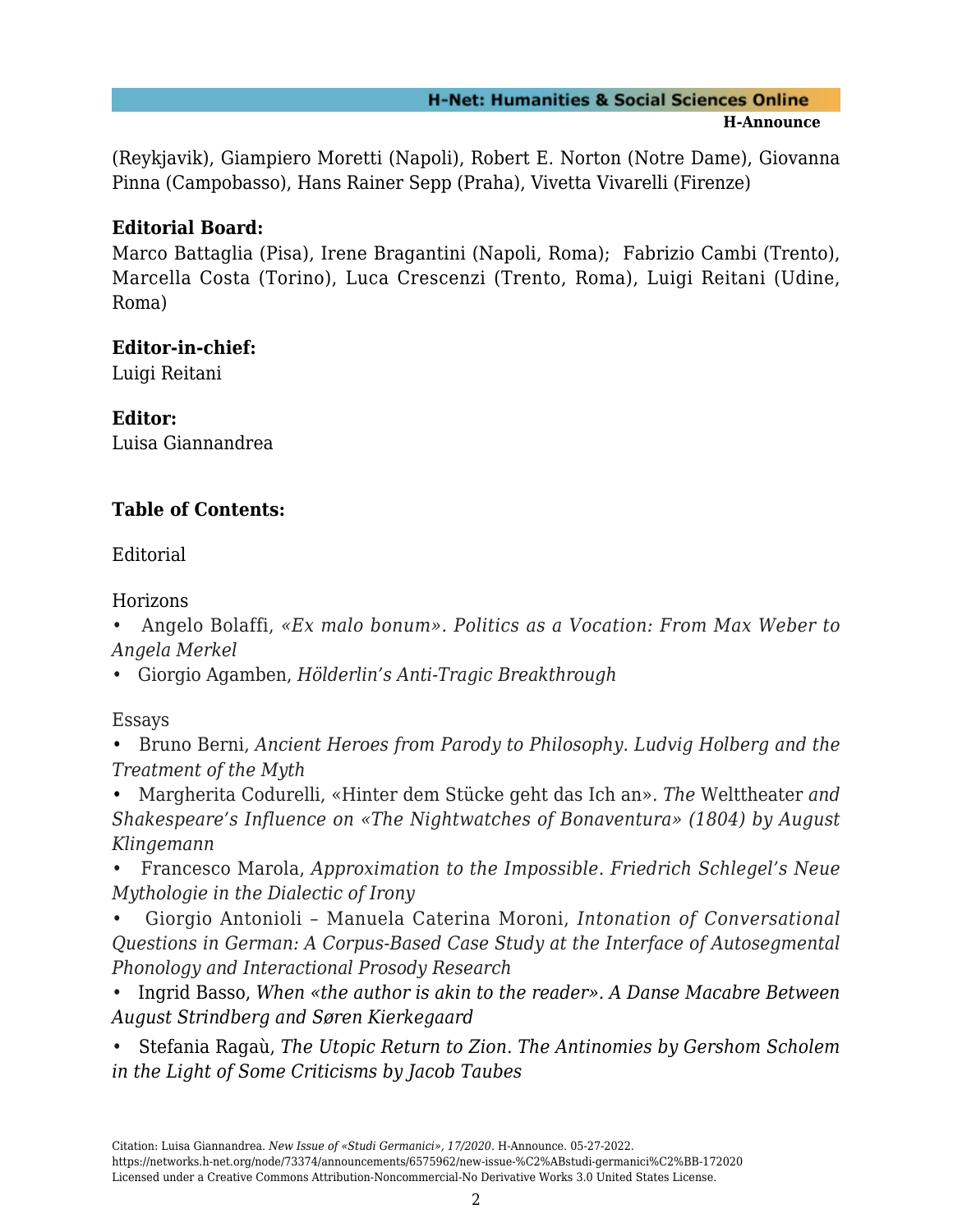(Reykjavik), Giampiero Moretti (Napoli), Robert E. Norton (Notre Dame), Giovanna Pinna (Campobasso), Hans Rainer Sepp (Praha), Vivetta Vivarelli (Firenze)

**Editorial Board:**
Marco Battaglia (Pisa), Irene Bragantini (Napoli, Roma); Fabrizio Cambi (Trento), Marcella Costa (Torino), Luca Crescenzi (Trento, Roma), Luigi Reitani (Udine, Roma)

**Editor-in-chief:**
Luigi Reitani

**Editor:**
Luisa Giannandrea

**Table of Contents:**

Editorial

Horizons

- Angelo Bolaffi, *«Ex malo bonum». Politics as a Vocation: From Max Weber to Angela Merkel*
- Giorgio Agamben, *Hölderlin's Anti-Tragic Breakthrough*

Essays

- Bruno Berni, *Ancient Heroes from Parody to Philosophy. Ludvig Holberg and the Treatment of the Myth*
- Margherita Codurelli, «Hinter dem Stücke geht das Ich an». *The* Welttheater *and Shakespeare's Influence on «The Nightwatches of Bonaventura» (1804) by August Klingemann*
- Francesco Marola, *Approximation to the Impossible. Friedrich Schlegel's Neue Mythologie in the Dialectic of Irony*
- Giorgio Antonioli – Manuela Caterina Moroni, *Intonation of Conversational Questions in German: A Corpus-Based Case Study at the Interface of Autosegmental Phonology and Interactional Prosody Research*
- Ingrid Basso, *When «the author is akin to the reader». A Danse Macabre Between August Strindberg and Søren Kierkegaard*
- Stefania Ragaù, *The Utopic Return to Zion. The Antinomies by Gershom Scholem in the Light of Some Criticisms by Jacob Taubes*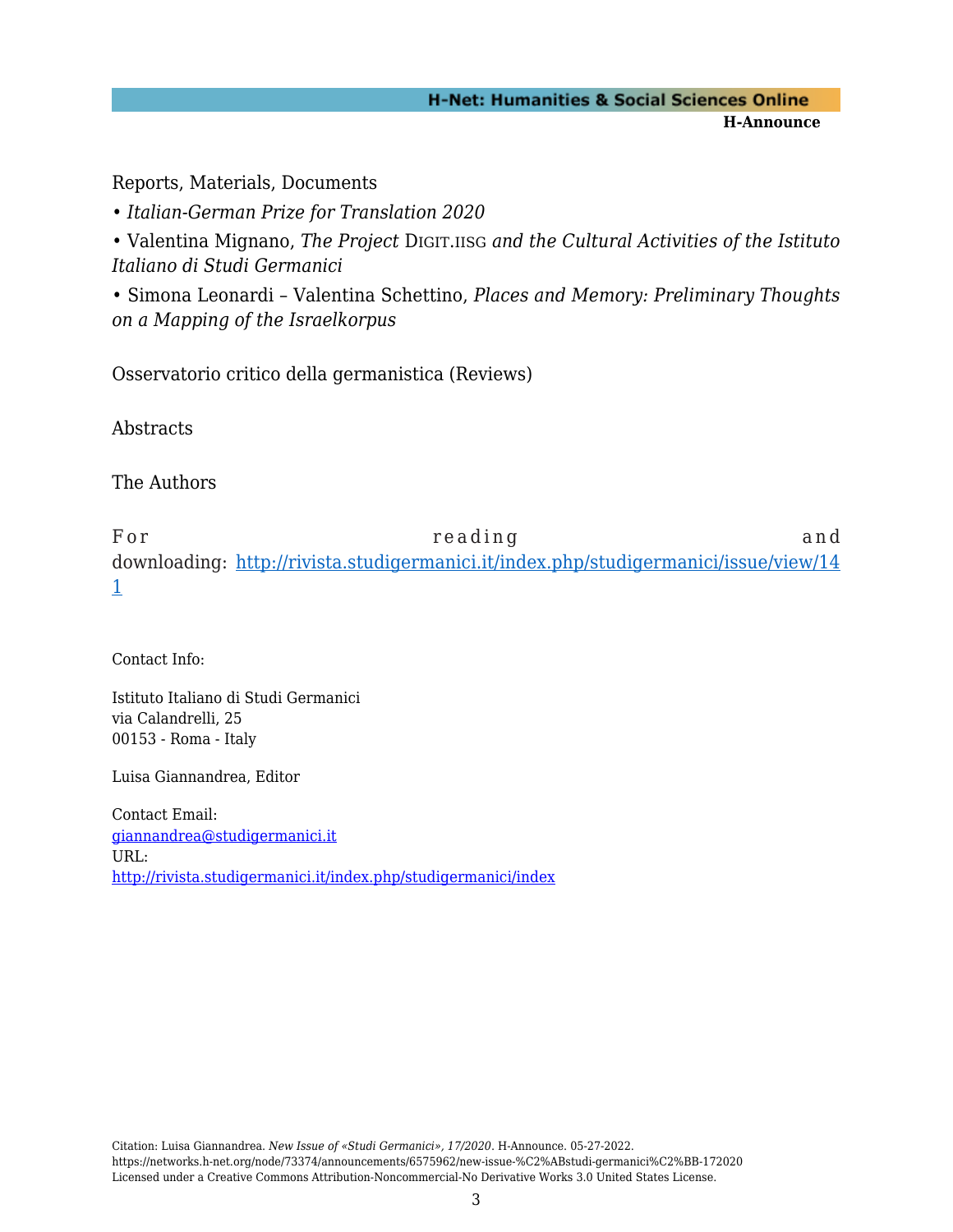Reports, Materials, Documents

• *Italian-German Prize for Translation 2020*

• Valentina Mignano, *The Project* DIGIT.IISG *and the Cultural Activities of the Istituto Italiano di Studi Germanici*

• Simona Leonardi – Valentina Schettino, *Places and Memory: Preliminary Thoughts on a Mapping of the Israelkorpus*

Osservatorio critico della germanistica (Reviews)

Abstracts

The Authors

For reading and downloading: [http://rivista.studigermanici.it/index.php/studigermanici/issue/view/141](http://rivista.studigermanici.it/index.php/studigermanici/issue/view/141)

Contact Info:

Istituto Italiano di Studi Germanici
via Calandrelli, 25
00153 - Roma - Italy

Luisa Giannandrea, Editor

Contact Email:
[giannandrea@studigermanici.it](mailto:giannandrea@studigermanici.it)
URL:
[http://rivista.studigermanici.it/index.php/studigermanici/index](http://rivista.studigermanici.it/index.php/studigermanici/index)

Citation: Luisa Giannandrea. *New Issue of «Studi Germanici», 17/2020*. H-Announce. 05-27-2022.
https://networks.h-net.org/node/73374/announcements/6575962/new-issue-%C2%ABstudi-germanici%C2%BB-172020
Licensed under a Creative Commons Attribution-Noncommercial-No Derivative Works 3.0 United States License.